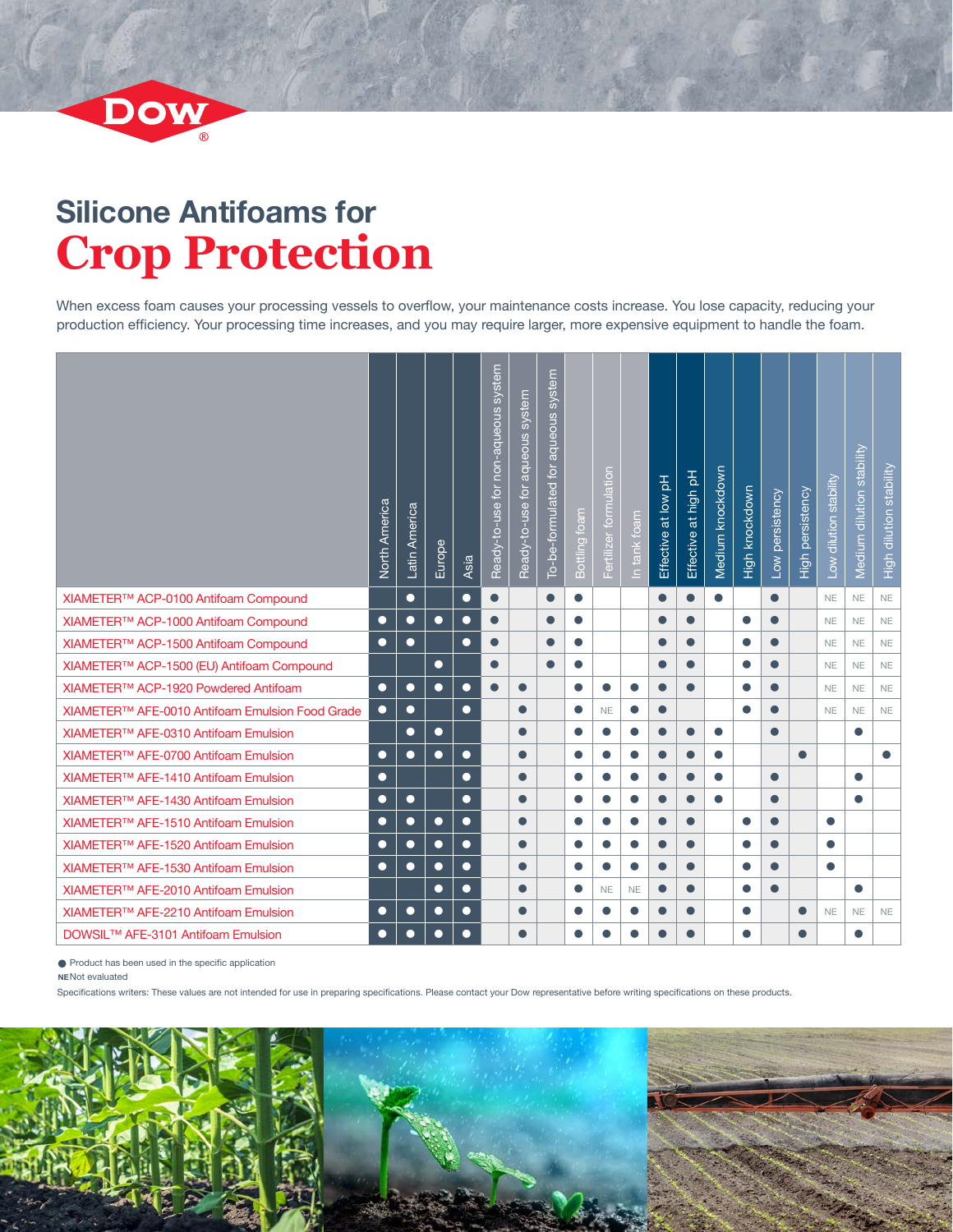# Silicone Antifoams for Crop Protection

When excess foam causes your processing vessels to overflow, your maintenance costs increase. You lose capacity, reducing your production efficiency. Your processing time increases, and you may require larger, more expensive equipment to handle the foam.

| | North America | Latin America | Europe | Asia | Ready-to-use for non-aqueous system | Ready-to-use for aqueous system | To-be-formulated for aqueous system | Bottling foam | Fertilizer formulation | In tank foam | Effective at low pH | Effective at high pH | Medium knockdown | High knockdown | Low persistency | High persistency | Low dilution stability | Medium dilution stability | High dilution stability |
|---|---|---|---|---|---|---|---|---|---|---|---|---|---|---|---|---|---|---|---|
| XIAMETER™ ACP-0100 Antifoam Compound | | ● | | ● | ● | | ● | ● | | | ● | ● | ● | | ● | | NE | NE | NE |
| XIAMETER™ ACP-1000 Antifoam Compound | ● | ● | ● | ● | ● | | ● | ● | | | ● | ● | | ● | ● | | NE | NE | NE |
| XIAMETER™ ACP-1500 Antifoam Compound | ● | ● | | ● | ● | | ● | ● | | | ● | ● | | ● | ● | | NE | NE | NE |
| XIAMETER™ ACP-1500 (EU) Antifoam Compound | | | ● | | ● | | ● | ● | | | ● | ● | | ● | ● | | NE | NE | NE |
| XIAMETER™ ACP-1920 Powdered Antifoam | ● | ● | ● | ● | ● | ● | | ● | ● | ● | ● | ● | | ● | ● | | NE | NE | NE |
| XIAMETER™ AFE-0010 Antifoam Emulsion Food Grade | ● | ● | | ● | | ● | | ● | NE | ● | ● | | | ● | ● | | NE | NE | NE |
| XIAMETER™ AFE-0310 Antifoam Emulsion | | ● | ● | | | ● | | ● | ● | ● | ● | ● | ● | | ● | | | ● | |
| XIAMETER™ AFE-0700 Antifoam Emulsion | ● | ● | ● | ● | | ● | | ● | ● | ● | ● | ● | ● | | | ● | | | ● |
| XIAMETER™ AFE-1410 Antifoam Emulsion | ● | | | ● | | ● | | ● | ● | ● | ● | ● | ● | | ● | | | ● | |
| XIAMETER™ AFE-1430 Antifoam Emulsion | ● | ● | | ● | | ● | | ● | ● | ● | ● | ● | ● | | ● | | | ● | |
| XIAMETER™ AFE-1510 Antifoam Emulsion | ● | ● | ● | ● | | ● | | ● | ● | ● | ● | ● | | ● | ● | | ● | | |
| XIAMETER™ AFE-1520 Antifoam Emulsion | ● | ● | ● | ● | | ● | | ● | ● | ● | ● | ● | | ● | ● | | ● | | |
| XIAMETER™ AFE-1530 Antifoam Emulsion | ● | ● | ● | ● | | ● | | ● | ● | ● | ● | ● | | ● | ● | | ● | | |
| XIAMETER™ AFE-2010 Antifoam Emulsion | | | ● | ● | | ● | | ● | NE | NE | ● | ● | | ● | ● | | | ● | |
| XIAMETER™ AFE-2210 Antifoam Emulsion | ● | ● | ● | ● | | ● | | ● | ● | ● | ● | ● | | ● | | ● | NE | NE | NE |
| DOWSIL™ AFE-3101 Antifoam Emulsion | ● | ● | ● | ● | | ● | | ● | ● | ● | ● | ● | | ● | | ● | | ● | |

● Product has been used in the specific application

**NE** Not evaluated

Specifications writers: These values are not intended for use in preparing specifications. Please contact your Dow representative before writing specifications on these products.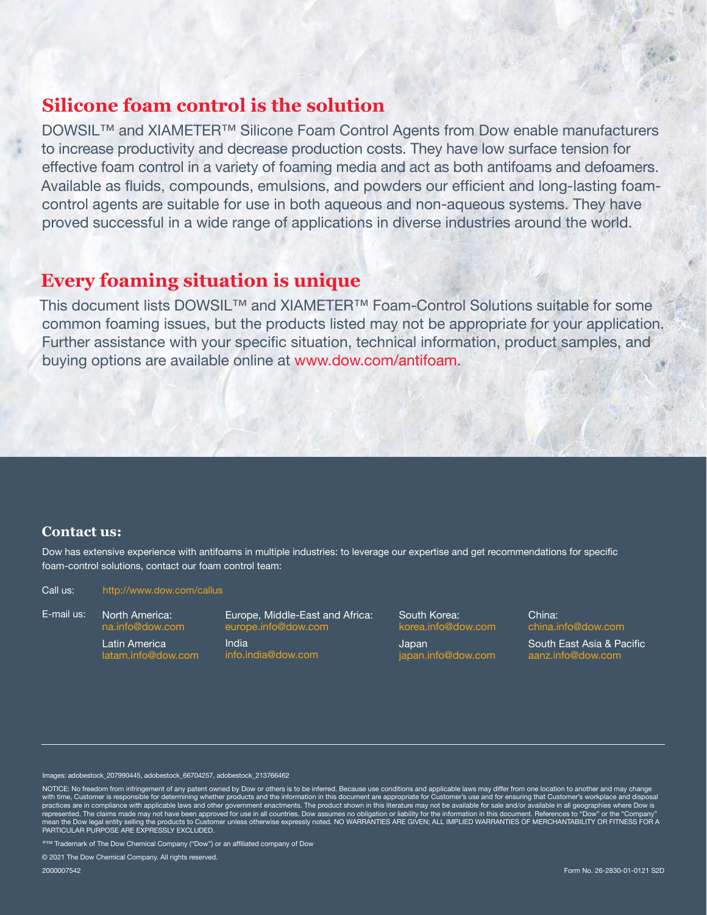## Silicone foam control is the solution

DOWSIL™ and XIAMETER™ Silicone Foam Control Agents from Dow enable manufacturers to increase productivity and decrease production costs. They have low surface tension for effective foam control in a variety of foaming media and act as both antifoams and defoamers. Available as fluids, compounds, emulsions, and powders our efficient and long-lasting foam-control agents are suitable for use in both aqueous and non-aqueous systems. They have proved successful in a wide range of applications in diverse industries around the world.

## Every foaming situation is unique

This document lists DOWSIL™ and XIAMETER™ Foam-Control Solutions suitable for some common foaming issues, but the products listed may not be appropriate for your application. Further assistance with your specific situation, technical information, product samples, and buying options are available online at www.dow.com/antifoam.

### Contact us:

Dow has extensive experience with antifoams in multiple industries: to leverage our expertise and get recommendations for specific foam-control solutions, contact our foam control team:

Call us: http://www.dow.com/callus

E-mail us:

- North America: na.info@dow.com
- Latin America latam.info@dow.com
- Europe, Middle-East and Africa: europe.info@dow.com
- India info.india@dow.com
- South Korea: korea.info@dow.com
- Japan japan.info@dow.com
- China: china.info@dow.com
- South East Asia & Pacific aanz.info@dow.com

Images: adobestock_207990445, adobestock_66704257, adobestock_213766462

NOTICE: No freedom from infringement of any patent owned by Dow or others is to be inferred. Because use conditions and applicable laws may differ from one location to another and may change with time, Customer is responsible for determining whether products and the information in this document are appropriate for Customer's use and for ensuring that Customer's workplace and disposal practices are in compliance with applicable laws and other government enactments. The product shown in this literature may not be available for sale and/or available in all geographies where Dow is represented. The claims made may not have been approved for use in all countries. Dow assumes no obligation or liability for the information in this document. References to "Dow" or the "Company" mean the Dow legal entity selling the products to Customer unless otherwise expressly noted. NO WARRANTIES ARE GIVEN; ALL IMPLIED WARRANTIES OF MERCHANTABILITY OR FITNESS FOR A PARTICULAR PURPOSE ARE EXPRESSLY EXCLUDED.

®™ Trademark of The Dow Chemical Company ("Dow") or an affiliated company of Dow

© 2021 The Dow Chemical Company. All rights reserved.

2000007542

Form No. 26-2830-01-0121 S2D